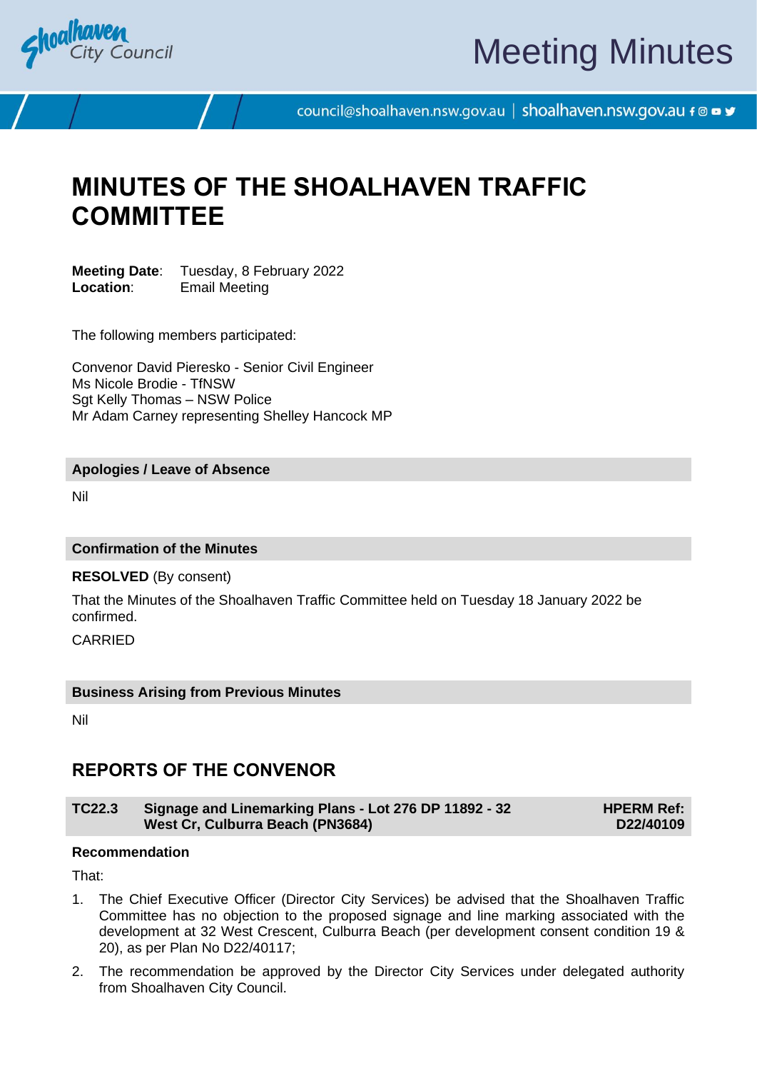# MINUTES OF THE SHOALHAVEN TRAFFIC COMMITTEE

**Meeting Date**: Tuesday, 8 February 2022
**Location**: Email Meeting

The following members participated:

Convenor David Pieresko - Senior Civil Engineer
Ms Nicole Brodie - TfNSW
Sgt Kelly Thomas – NSW Police
Mr Adam Carney representing Shelley Hancock MP

## Apologies / Leave of Absence

Nil

## Confirmation of the Minutes

**RESOLVED** (By consent)

That the Minutes of the Shoalhaven Traffic Committee held on Tuesday 18 January 2022 be confirmed.

CARRIED

## Business Arising from Previous Minutes

Nil

## REPORTS OF THE CONVENOR

### TC22.3 Signage and Linemarking Plans - Lot 276 DP 11892 - 32 West Cr, Culburra Beach (PN3684) — HPERM Ref: D22/40109

**Recommendation**

That:

1. The Chief Executive Officer (Director City Services) be advised that the Shoalhaven Traffic Committee has no objection to the proposed signage and line marking associated with the development at 32 West Crescent, Culburra Beach (per development consent condition 19 & 20), as per Plan No D22/40117;
2. The recommendation be approved by the Director City Services under delegated authority from Shoalhaven City Council.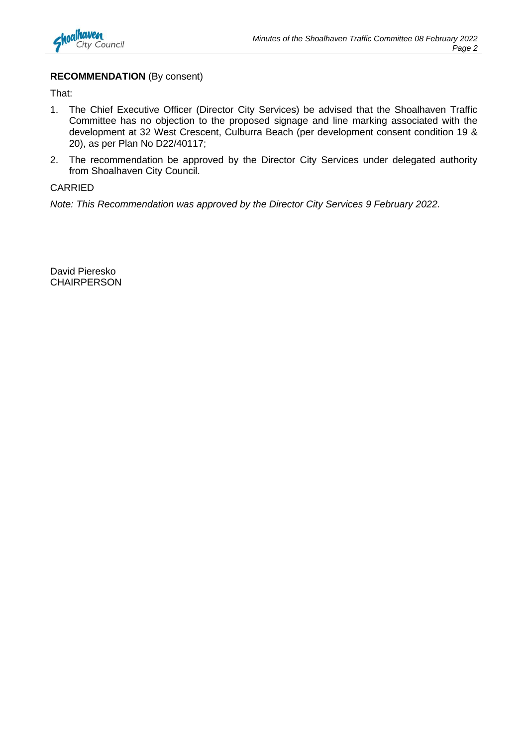**RECOMMENDATION** (By consent)

That:

1. The Chief Executive Officer (Director City Services) be advised that the Shoalhaven Traffic Committee has no objection to the proposed signage and line marking associated with the development at 32 West Crescent, Culburra Beach (per development consent condition 19 & 20), as per Plan No D22/40117;
2. The recommendation be approved by the Director City Services under delegated authority from Shoalhaven City Council.

CARRIED

*Note: This Recommendation was approved by the Director City Services 9 February 2022.*

David Pieresko
CHAIRPERSON